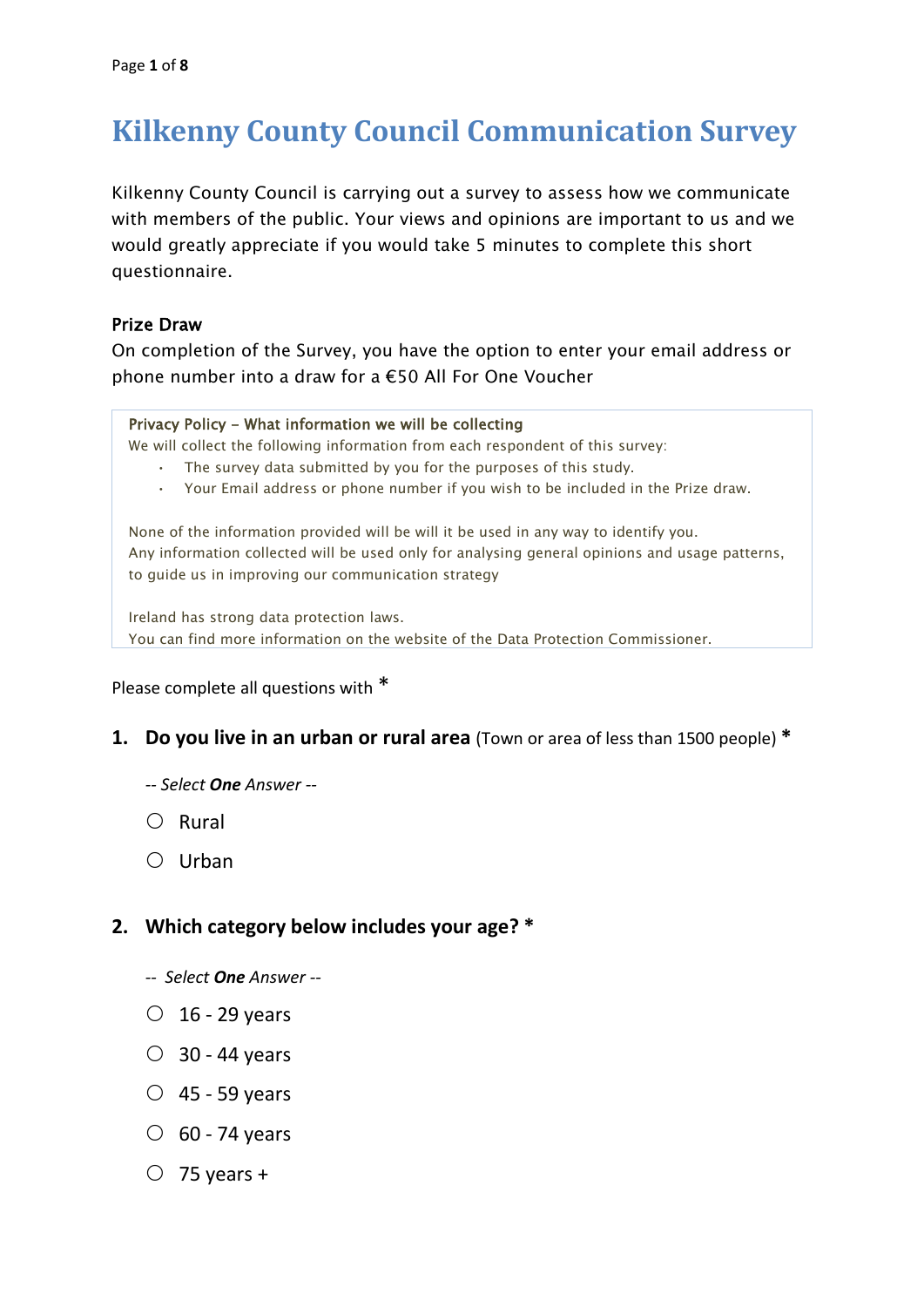# Kilkenny County Council Communication Survey

Kilkenny County Council is carrying out a survey to assess how we communicate with members of the public. Your views and opinions are important to us and we would greatly appreciate if you would take 5 minutes to complete this short questionnaire.

**Prize Draw**

On completion of the Survey, you have the option to enter your email address or phone number into a draw for a €50 All For One Voucher

> **Privacy Policy – What information we will be collecting**
>
> We will collect the following information from each respondent of this survey:
>
> - The survey data submitted by you for the purposes of this study.
> - Your Email address or phone number if you wish to be included in the Prize draw.
>
> None of the information provided will be will it be used in any way to identify you.
> Any information collected will be used only for analysing general opinions and usage patterns, to guide us in improving our communication strategy
>
> Ireland has strong data protection laws.
> You can find more information on the website of the Data Protection Commissioner.

Please complete all questions with *

**1. Do you live in an urban or rural area** (Town or area of less than 1500 people) *

*-- Select **One** Answer --*

- ○ Rural
- ○ Urban

**2. Which category below includes your age? ***

*-- Select **One** Answer --*

- ○ 16 - 29 years
- ○ 30 - 44 years
- ○ 45 - 59 years
- ○ 60 - 74 years
- ○ 75 years +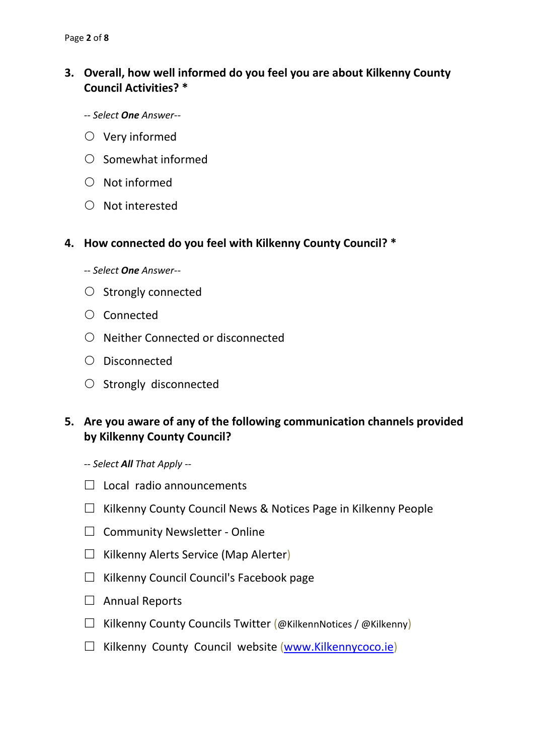**3. Overall, how well informed do you feel you are about Kilkenny County Council Activities? ***

*-- Select **One** Answer--*

○ Very informed

○ Somewhat informed

○ Not informed

○ Not interested

**4. How connected do you feel with Kilkenny County Council? ***

*-- Select **One** Answer--*

○ Strongly connected

○ Connected

○ Neither Connected or disconnected

○ Disconnected

○ Strongly disconnected

**5. Are you aware of any of the following communication channels provided by Kilkenny County Council?**

*-- Select **All** That Apply --*

☐ Local radio announcements

☐ Kilkenny County Council News & Notices Page in Kilkenny People

☐ Community Newsletter - Online

☐ Kilkenny Alerts Service (Map Alerter)

☐ Kilkenny Council Council's Facebook page

☐ Annual Reports

☐ Kilkenny County Councils Twitter (@KilkennNotices / @Kilkenny)

☐ Kilkenny County Council website (www.Kilkennycoco.ie)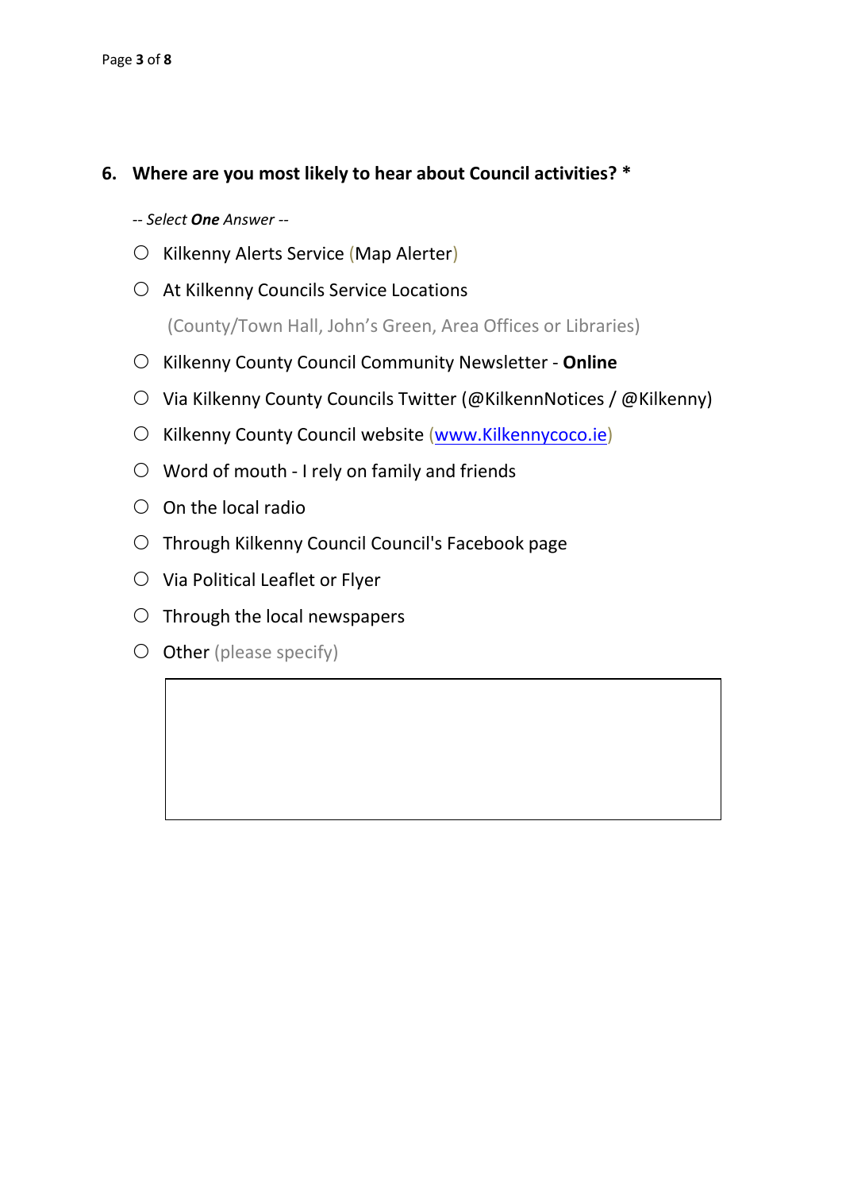**6. Where are you most likely to hear about Council activities? ***

*-- Select **One** Answer --*

- ○ Kilkenny Alerts Service (Map Alerter)
- ○ At Kilkenny Councils Service Locations
  (County/Town Hall, John's Green, Area Offices or Libraries)
- ○ Kilkenny County Council Community Newsletter - **Online**
- ○ Via Kilkenny County Councils Twitter (@KilkennNotices / @Kilkenny)
- ○ Kilkenny County Council website (www.Kilkennycoco.ie)
- ○ Word of mouth - I rely on family and friends
- ○ On the local radio
- ○ Through Kilkenny Council Council's Facebook page
- ○ Via Political Leaflet or Flyer
- ○ Through the local newspapers
- ○ Other (please specify)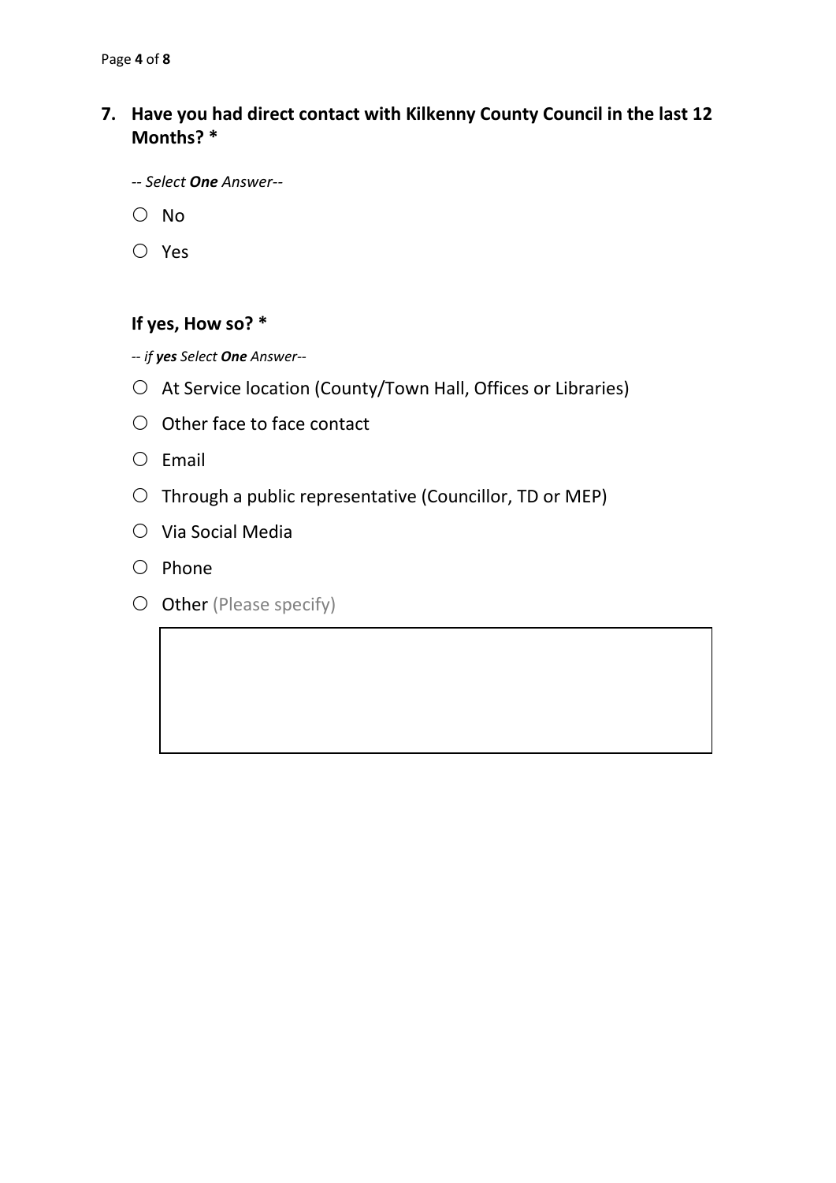**7. Have you had direct contact with Kilkenny County Council in the last 12 Months? \***

*-- Select **One** Answer--*

- ○ No
- ○ Yes

**If yes, How so? \***

*-- if **yes** Select **One** Answer--*

- ○ At Service location (County/Town Hall, Offices or Libraries)
- ○ Other face to face contact
- ○ Email
- ○ Through a public representative (Councillor, TD or MEP)
- ○ Via Social Media
- ○ Phone
- ○ Other (Please specify)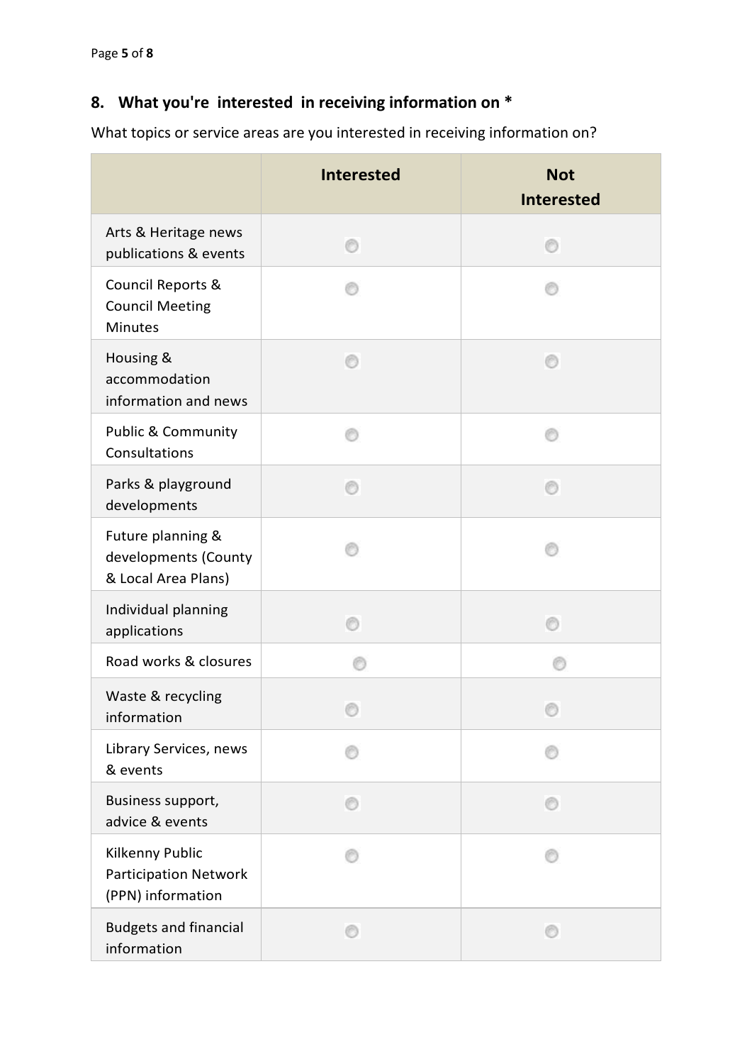## 8. What you're interested in receiving information on *

What topics or service areas are you interested in receiving information on?

| | Interested | Not Interested |
|---|---|---|
| Arts & Heritage news publications & events | ○ | ○ |
| Council Reports & Council Meeting Minutes | ○ | ○ |
| Housing & accommodation information and news | ○ | ○ |
| Public & Community Consultations | ○ | ○ |
| Parks & playground developments | ○ | ○ |
| Future planning & developments (County & Local Area Plans) | ○ | ○ |
| Individual planning applications | ○ | ○ |
| Road works & closures | ○ | ○ |
| Waste & recycling information | ○ | ○ |
| Library Services, news & events | ○ | ○ |
| Business support, advice & events | ○ | ○ |
| Kilkenny Public Participation Network (PPN) information | ○ | ○ |
| Budgets and financial information | ○ | ○ |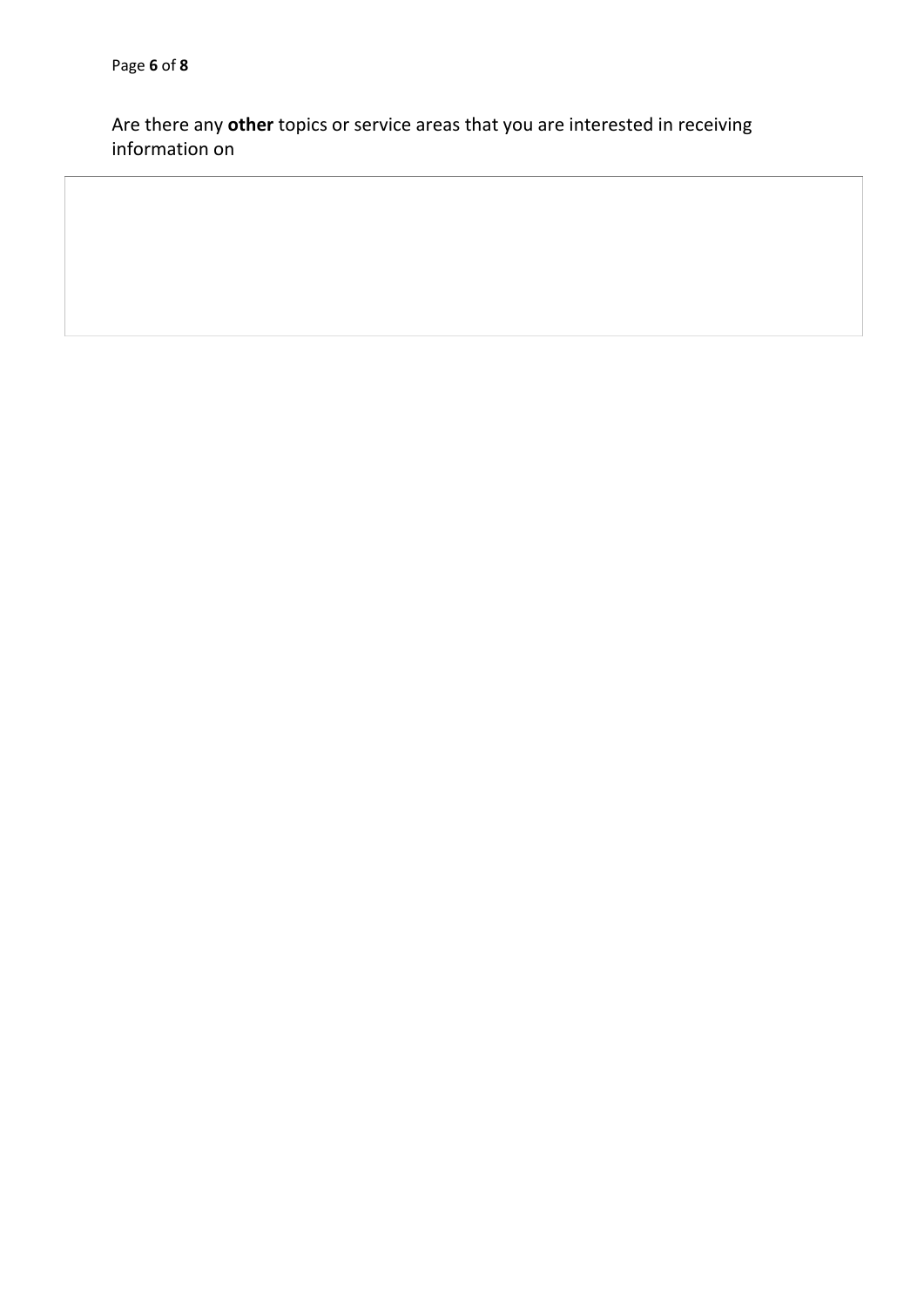Are there any **other** topics or service areas that you are interested in receiving information on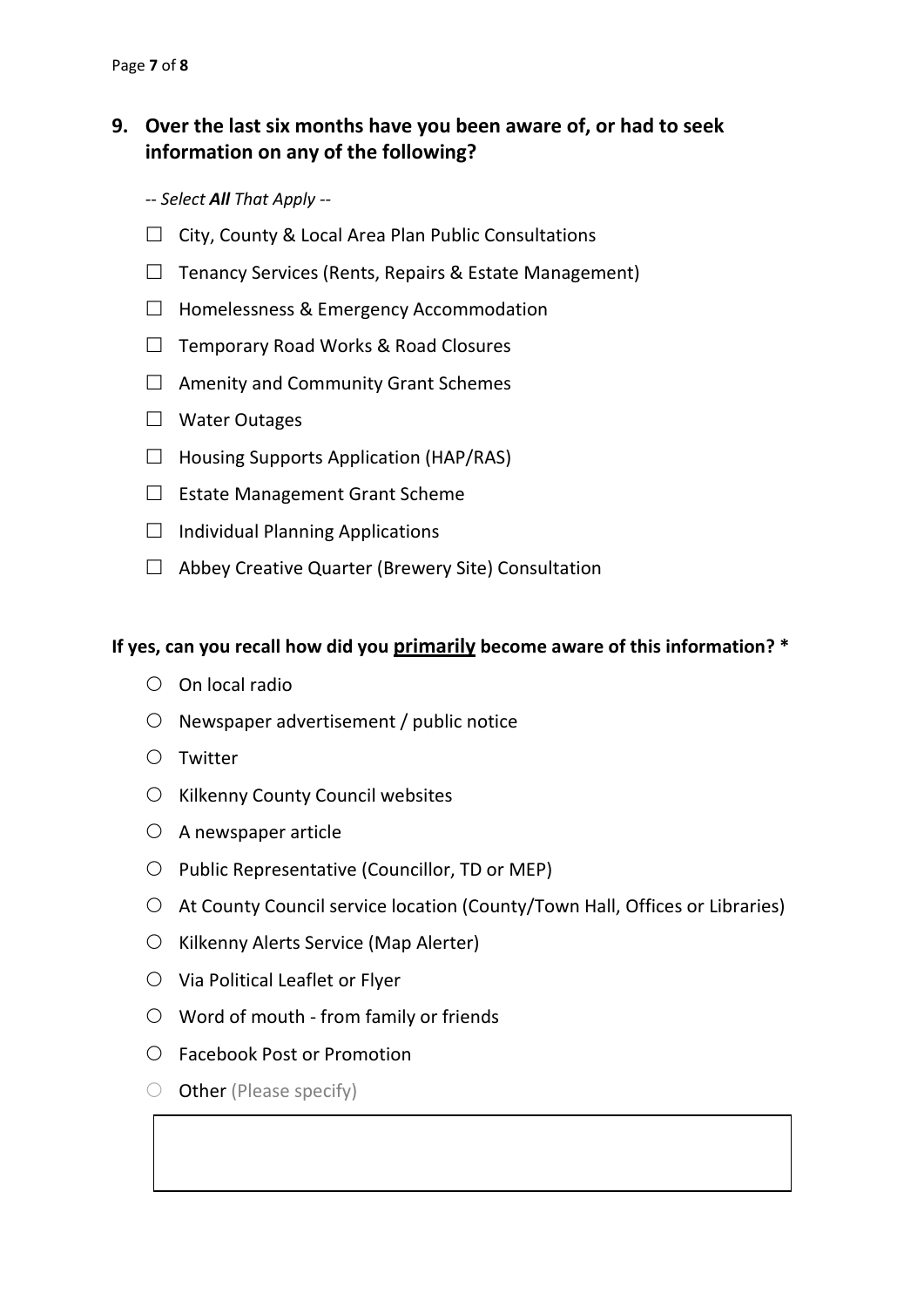## 9. Over the last six months have you been aware of, or had to seek information on any of the following?

-- *Select **All** That Apply* --

- ☐ City, County & Local Area Plan Public Consultations
- ☐ Tenancy Services (Rents, Repairs & Estate Management)
- ☐ Homelessness & Emergency Accommodation
- ☐ Temporary Road Works & Road Closures
- ☐ Amenity and Community Grant Schemes
- ☐ Water Outages
- ☐ Housing Supports Application (HAP/RAS)
- ☐ Estate Management Grant Scheme
- ☐ Individual Planning Applications
- ☐ Abbey Creative Quarter (Brewery Site) Consultation

**If yes, can you recall how did you <u>primarily</u> become aware of this information? ***

- ○ On local radio
- ○ Newspaper advertisement / public notice
- ○ Twitter
- ○ Kilkenny County Council websites
- ○ A newspaper article
- ○ Public Representative (Councillor, TD or MEP)
- ○ At County Council service location (County/Town Hall, Offices or Libraries)
- ○ Kilkenny Alerts Service (Map Alerter)
- ○ Via Political Leaflet or Flyer
- ○ Word of mouth - from family or friends
- ○ Facebook Post or Promotion
- ○ Other (Please specify)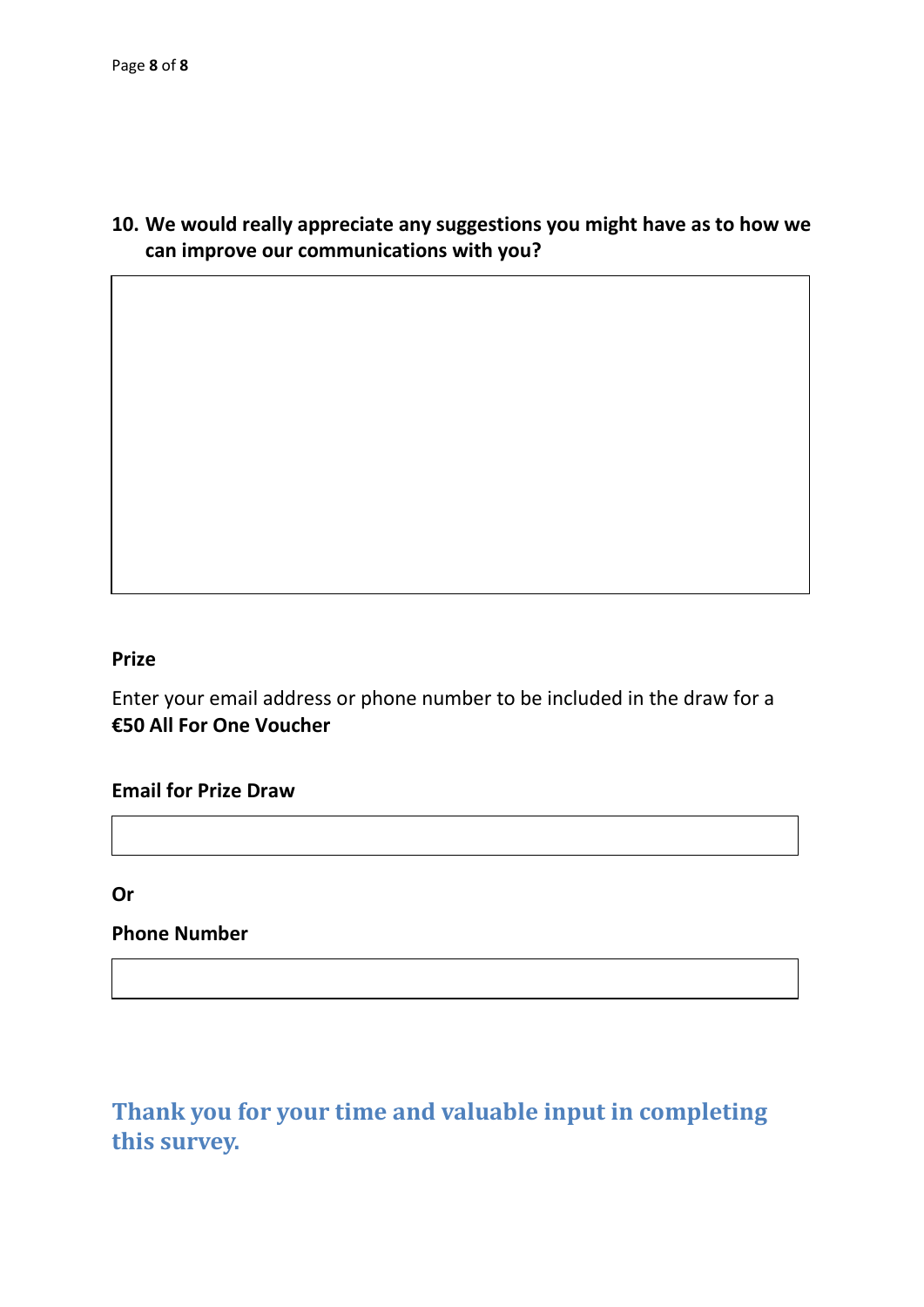**10. We would really appreciate any suggestions you might have as to how we can improve our communications with you?**

**Prize**

Enter your email address or phone number to be included in the draw for a **€50 All For One Voucher**

**Email for Prize Draw**

**Or**

**Phone Number**

## Thank you for your time and valuable input in completing this survey.